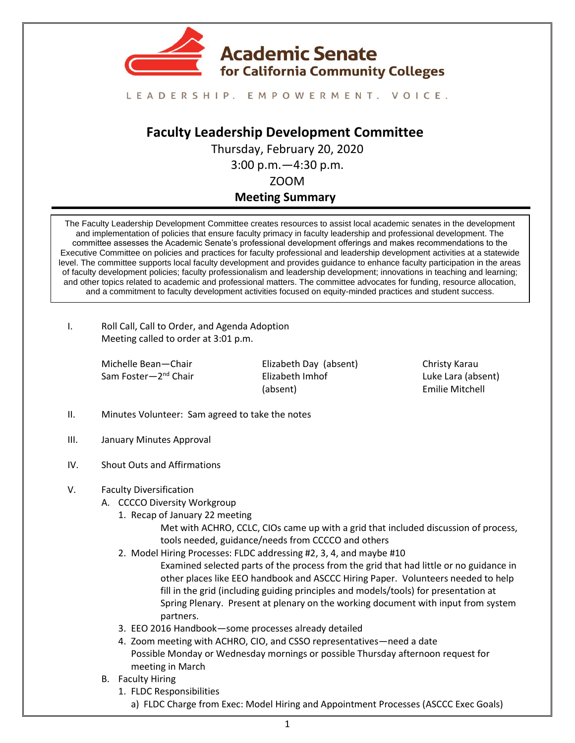**Academic Senate for California Community Colleges**

LEADERSHIP. EMPOWERMENT. VOICE.

# Faculty Leadership Development Committee

Thursday, February 20, 2020
3:00 p.m.—4:30 p.m.
ZOOM
**Meeting Summary**

The Faculty Leadership Development Committee creates resources to assist local academic senates in the development and implementation of policies that ensure faculty primacy in faculty leadership and professional development. The committee assesses the Academic Senate's professional development offerings and makes recommendations to the Executive Committee on policies and practices for faculty professional and leadership development activities at a statewide level. The committee supports local faculty development and provides guidance to enhance faculty participation in the areas of faculty development policies; faculty professionalism and leadership development; innovations in teaching and learning; and other topics related to academic and professional matters. The committee advocates for funding, resource allocation, and a commitment to faculty development activities focused on equity-minded practices and student success.

I. Roll Call, Call to Order, and Agenda Adoption
Meeting called to order at 3:01 p.m.

| | | |
|---|---|---|
| Michelle Bean—Chair | Elizabeth Day (absent) | Christy Karau |
| Sam Foster—2nd Chair | Elizabeth Imhof (absent) | Luke Lara (absent) |
| | | Emilie Mitchell |

II. Minutes Volunteer: Sam agreed to take the notes

III. January Minutes Approval

IV. Shout Outs and Affirmations

V. Faculty Diversification
- A. CCCCO Diversity Workgroup
  1. Recap of January 22 meeting
     Met with ACHRO, CCLC, CIOs came up with a grid that included discussion of process, tools needed, guidance/needs from CCCCO and others
  2. Model Hiring Processes: FLDC addressing #2, 3, 4, and maybe #10
     Examined selected parts of the process from the grid that had little or no guidance in other places like EEO handbook and ASCCC Hiring Paper. Volunteers needed to help fill in the grid (including guiding principles and models/tools) for presentation at Spring Plenary. Present at plenary on the working document with input from system partners.
  3. EEO 2016 Handbook—some processes already detailed
  4. Zoom meeting with ACHRO, CIO, and CSSO representatives—need a date
     Possible Monday or Wednesday mornings or possible Thursday afternoon request for meeting in March
- B. Faculty Hiring
  1. FLDC Responsibilities
     a) FLDC Charge from Exec: Model Hiring and Appointment Processes (ASCCC Exec Goals)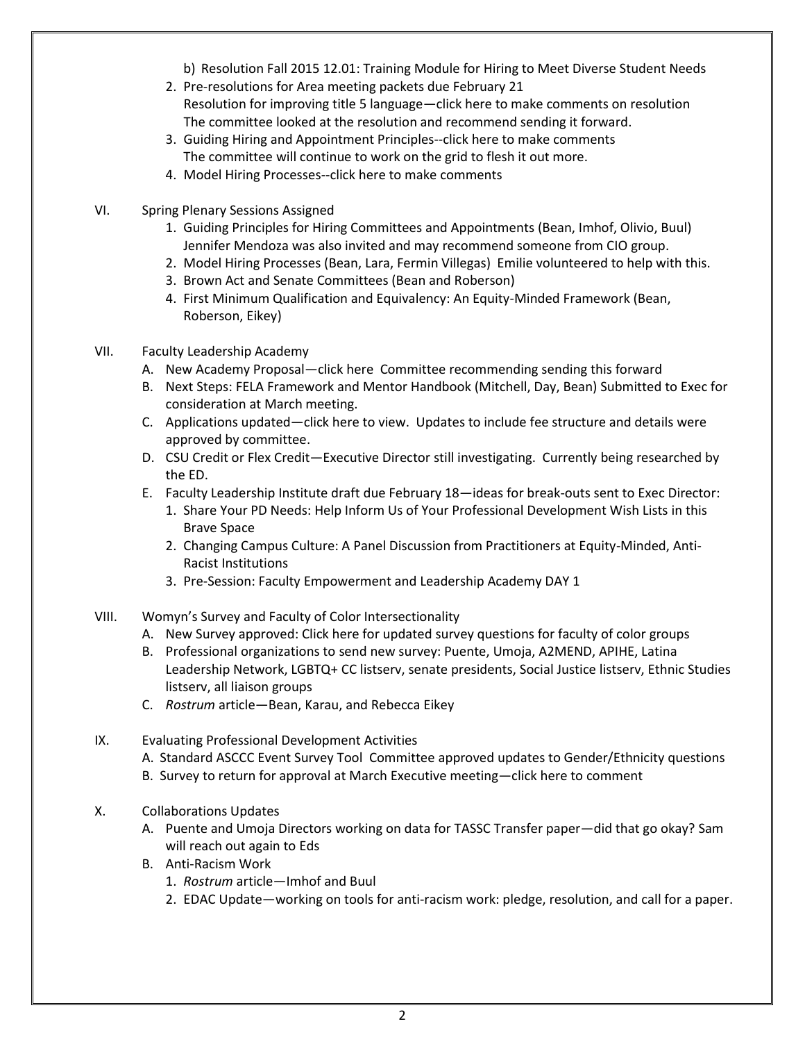b) Resolution Fall 2015 12.01: Training Module for Hiring to Meet Diverse Student Needs

2. Pre-resolutions for Area meeting packets due February 21
   Resolution for improving title 5 language—click here to make comments on resolution
   The committee looked at the resolution and recommend sending it forward.
3. Guiding Hiring and Appointment Principles--click here to make comments
   The committee will continue to work on the grid to flesh it out more.
4. Model Hiring Processes--click here to make comments

VI. Spring Plenary Sessions Assigned

1. Guiding Principles for Hiring Committees and Appointments (Bean, Imhof, Olivio, Buul)
   Jennifer Mendoza was also invited and may recommend someone from CIO group.
2. Model Hiring Processes (Bean, Lara, Fermin Villegas) Emilie volunteered to help with this.
3. Brown Act and Senate Committees (Bean and Roberson)
4. First Minimum Qualification and Equivalency: An Equity-Minded Framework (Bean, Roberson, Eikey)

VII. Faculty Leadership Academy

A. New Academy Proposal—click here Committee recommending sending this forward
B. Next Steps: FELA Framework and Mentor Handbook (Mitchell, Day, Bean) Submitted to Exec for consideration at March meeting.
C. Applications updated—click here to view. Updates to include fee structure and details were approved by committee.
D. CSU Credit or Flex Credit—Executive Director still investigating. Currently being researched by the ED.
E. Faculty Leadership Institute draft due February 18—ideas for break-outs sent to Exec Director:
   1. Share Your PD Needs: Help Inform Us of Your Professional Development Wish Lists in this Brave Space
   2. Changing Campus Culture: A Panel Discussion from Practitioners at Equity-Minded, Anti-Racist Institutions
   3. Pre-Session: Faculty Empowerment and Leadership Academy DAY 1

VIII. Womyn's Survey and Faculty of Color Intersectionality

A. New Survey approved: Click here for updated survey questions for faculty of color groups
B. Professional organizations to send new survey: Puente, Umoja, A2MEND, APIHE, Latina Leadership Network, LGBTQ+ CC listserv, senate presidents, Social Justice listserv, Ethnic Studies listserv, all liaison groups
C. *Rostrum* article—Bean, Karau, and Rebecca Eikey

IX. Evaluating Professional Development Activities

A. Standard ASCCC Event Survey Tool Committee approved updates to Gender/Ethnicity questions
B. Survey to return for approval at March Executive meeting—click here to comment

X. Collaborations Updates

A. Puente and Umoja Directors working on data for TASSC Transfer paper—did that go okay? Sam will reach out again to Eds
B. Anti-Racism Work
   1. *Rostrum* article—Imhof and Buul
   2. EDAC Update—working on tools for anti-racism work: pledge, resolution, and call for a paper.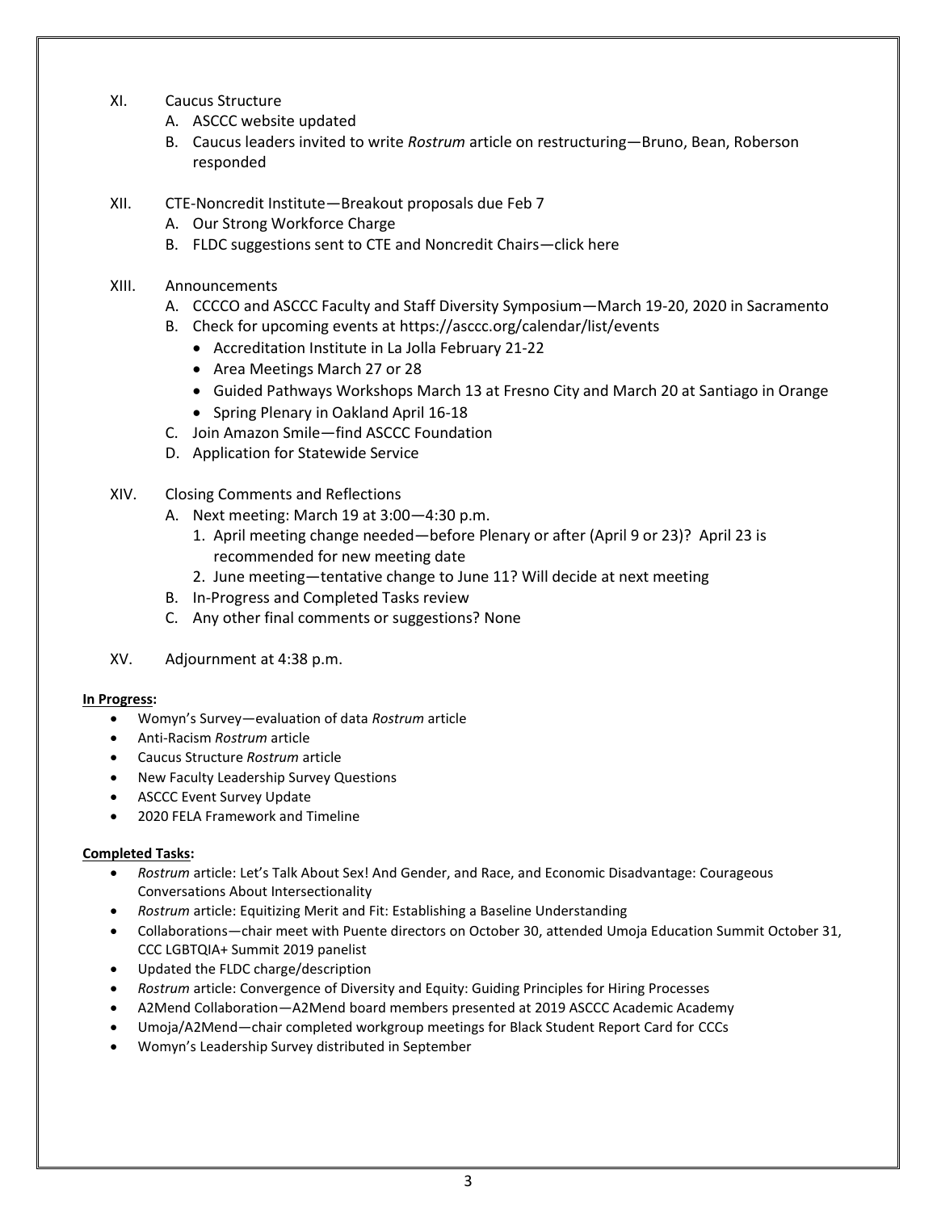XI. Caucus Structure
   A. ASCCC website updated
   B. Caucus leaders invited to write *Rostrum* article on restructuring—Bruno, Bean, Roberson responded

XII. CTE-Noncredit Institute—Breakout proposals due Feb 7
   A. Our Strong Workforce Charge
   B. FLDC suggestions sent to CTE and Noncredit Chairs—click here

XIII. Announcements
   A. CCCCO and ASCCC Faculty and Staff Diversity Symposium—March 19-20, 2020 in Sacramento
   B. Check for upcoming events at https://asccc.org/calendar/list/events
      - Accreditation Institute in La Jolla February 21-22
      - Area Meetings March 27 or 28
      - Guided Pathways Workshops March 13 at Fresno City and March 20 at Santiago in Orange
      - Spring Plenary in Oakland April 16-18
   C. Join Amazon Smile—find ASCCC Foundation
   D. Application for Statewide Service

XIV. Closing Comments and Reflections
   A. Next meeting: March 19 at 3:00—4:30 p.m.
      1. April meeting change needed—before Plenary or after (April 9 or 23)? April 23 is recommended for new meeting date
      2. June meeting—tentative change to June 11? Will decide at next meeting
   B. In-Progress and Completed Tasks review
   C. Any other final comments or suggestions? None

XV. Adjournment at 4:38 p.m.

**In Progress:**

- Womyn's Survey—evaluation of data *Rostrum* article
- Anti-Racism *Rostrum* article
- Caucus Structure *Rostrum* article
- New Faculty Leadership Survey Questions
- ASCCC Event Survey Update
- 2020 FELA Framework and Timeline

**Completed Tasks:**

- *Rostrum* article: Let's Talk About Sex! And Gender, and Race, and Economic Disadvantage: Courageous Conversations About Intersectionality
- *Rostrum* article: Equitizing Merit and Fit: Establishing a Baseline Understanding
- Collaborations—chair meet with Puente directors on October 30, attended Umoja Education Summit October 31, CCC LGBTQIA+ Summit 2019 panelist
- Updated the FLDC charge/description
- *Rostrum* article: Convergence of Diversity and Equity: Guiding Principles for Hiring Processes
- A2Mend Collaboration—A2Mend board members presented at 2019 ASCCC Academic Academy
- Umoja/A2Mend—chair completed workgroup meetings for Black Student Report Card for CCCs
- Womyn's Leadership Survey distributed in September